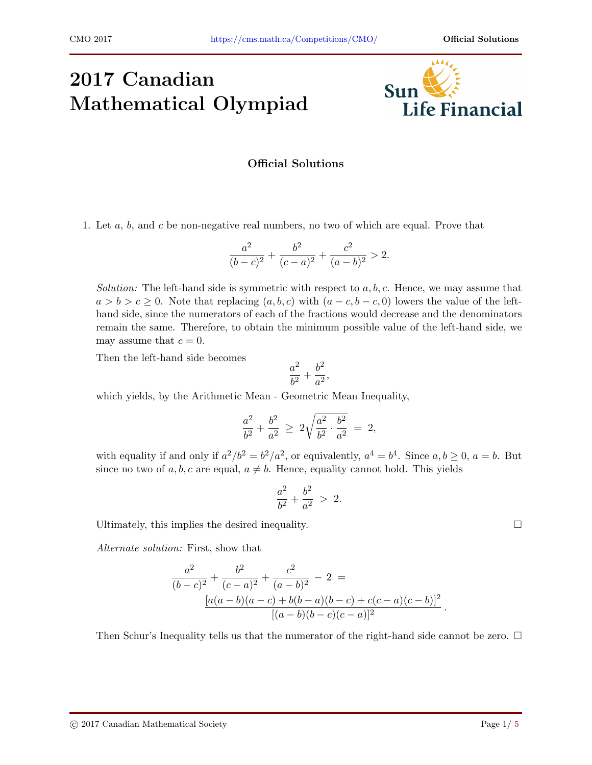# 2017 Canadian Mathematical Olympiad

**Official Solutions**

1. Let $a$, $b$, and $c$ be non-negative real numbers, no two of which are equal. Prove that

$$\frac{a^2}{(b-c)^2} + \frac{b^2}{(c-a)^2} + \frac{c^2}{(a-b)^2} > 2.$$

*Solution:* The left-hand side is symmetric with respect to $a, b, c$. Hence, we may assume that $a > b > c \geq 0$. Note that replacing $(a, b, c)$ with $(a-c, b-c, 0)$ lowers the value of the left-hand side, since the numerators of each of the fractions would decrease and the denominators remain the same. Therefore, to obtain the minimum possible value of the left-hand side, we may assume that $c = 0$.

Then the left-hand side becomes

$$\frac{a^2}{b^2} + \frac{b^2}{a^2},$$

which yields, by the Arithmetic Mean - Geometric Mean Inequality,

$$\frac{a^2}{b^2} + \frac{b^2}{a^2} \;\geq\; 2\sqrt{\frac{a^2}{b^2} \cdot \frac{b^2}{a^2}} \;=\; 2,$$

with equality if and only if $a^2/b^2 = b^2/a^2$, or equivalently, $a^4 = b^4$. Since $a, b \geq 0$, $a = b$. But since no two of $a, b, c$ are equal, $a \neq b$. Hence, equality cannot hold. This yields

$$\frac{a^2}{b^2} + \frac{b^2}{a^2} \;>\; 2.$$

Ultimately, this implies the desired inequality. □

*Alternate solution:* First, show that

$$\frac{a^2}{(b-c)^2} + \frac{b^2}{(c-a)^2} + \frac{c^2}{(a-b)^2} - 2 = \frac{[a(a-b)(a-c) + b(b-a)(b-c) + c(c-a)(c-b)]^2}{[(a-b)(b-c)(c-a)]^2}.$$

Then Schur's Inequality tells us that the numerator of the right-hand side cannot be zero. □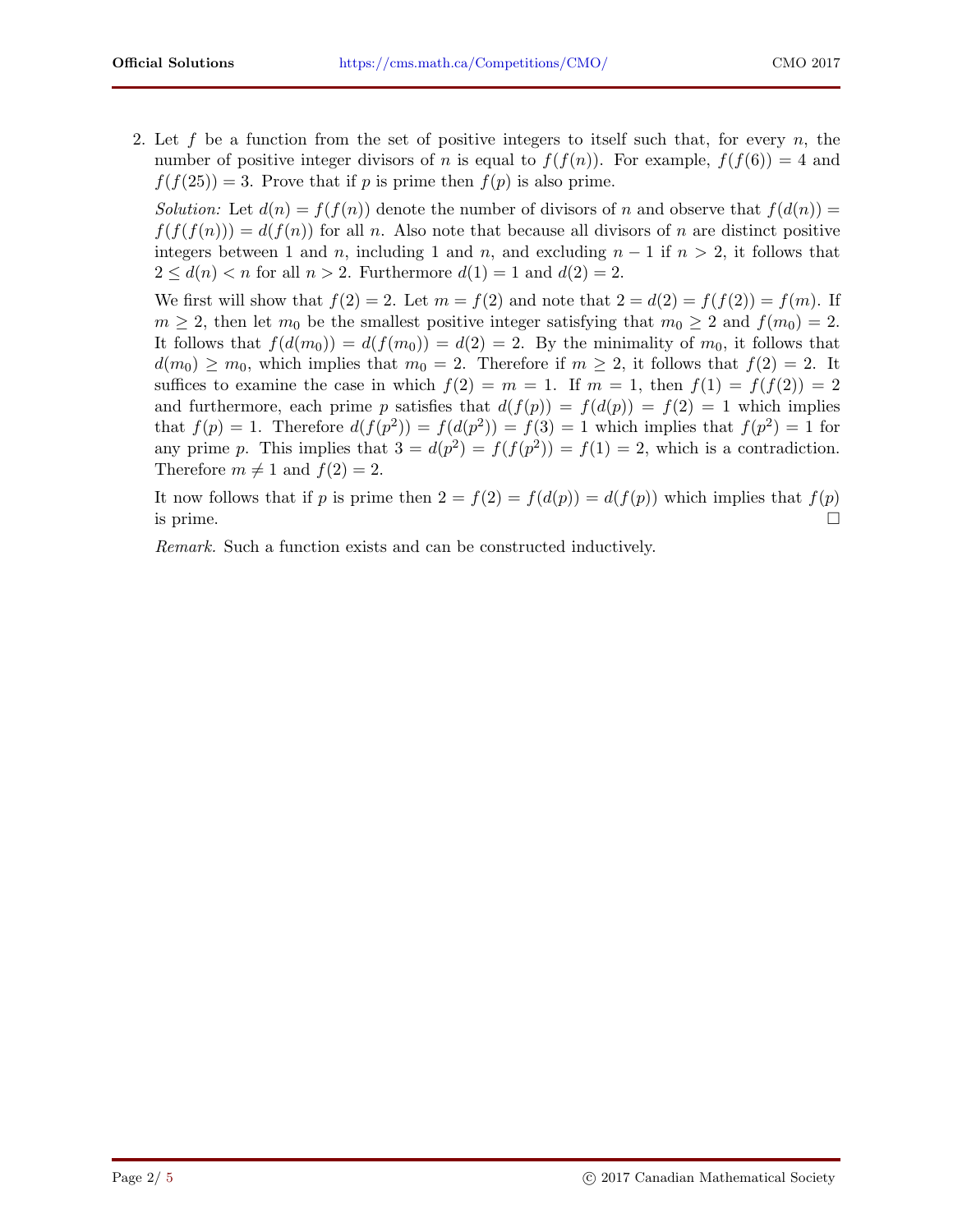2. Let $f$ be a function from the set of positive integers to itself such that, for every $n$, the number of positive integer divisors of $n$ is equal to $f(f(n))$. For example, $f(f(6)) = 4$ and $f(f(25)) = 3$. Prove that if $p$ is prime then $f(p)$ is also prime.

*Solution:* Let $d(n) = f(f(n))$ denote the number of divisors of $n$ and observe that $f(d(n)) = f(f(f(n))) = d(f(n))$ for all $n$. Also note that because all divisors of $n$ are distinct positive integers between 1 and $n$, including 1 and $n$, and excluding $n-1$ if $n > 2$, it follows that $2 \le d(n) < n$ for all $n > 2$. Furthermore $d(1) = 1$ and $d(2) = 2$.

We first will show that $f(2) = 2$. Let $m = f(2)$ and note that $2 = d(2) = f(f(2)) = f(m)$. If $m \ge 2$, then let $m_0$ be the smallest positive integer satisfying that $m_0 \ge 2$ and $f(m_0) = 2$. It follows that $f(d(m_0)) = d(f(m_0)) = d(2) = 2$. By the minimality of $m_0$, it follows that $d(m_0) \ge m_0$, which implies that $m_0 = 2$. Therefore if $m \ge 2$, it follows that $f(2) = 2$. It suffices to examine the case in which $f(2) = m = 1$. If $m = 1$, then $f(1) = f(f(2)) = 2$ and furthermore, each prime $p$ satisfies that $d(f(p)) = f(d(p)) = f(2) = 1$ which implies that $f(p) = 1$. Therefore $d(f(p^2)) = f(d(p^2)) = f(3) = 1$ which implies that $f(p^2) = 1$ for any prime $p$. This implies that $3 = d(p^2) = f(f(p^2)) = f(1) = 2$, which is a contradiction. Therefore $m \neq 1$ and $f(2) = 2$.

It now follows that if $p$ is prime then $2 = f(2) = f(d(p)) = d(f(p))$ which implies that $f(p)$ is prime. □

*Remark.* Such a function exists and can be constructed inductively.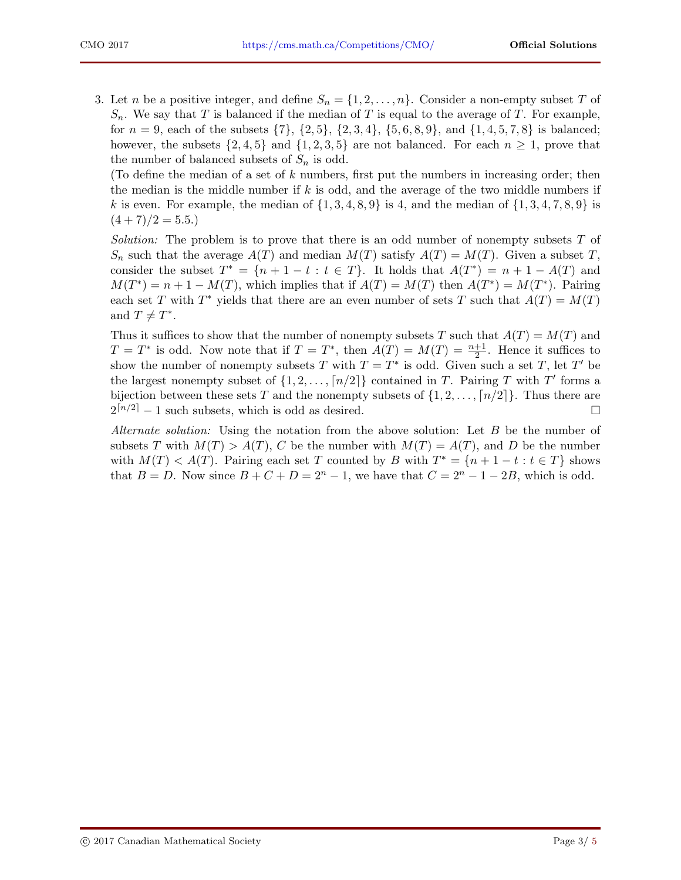3. Let $n$ be a positive integer, and define $S_n = \{1, 2, \ldots, n\}$. Consider a non-empty subset $T$ of $S_n$. We say that $T$ is balanced if the median of $T$ is equal to the average of $T$. For example, for $n = 9$, each of the subsets $\{7\}$, $\{2, 5\}$, $\{2, 3, 4\}$, $\{5, 6, 8, 9\}$, and $\{1, 4, 5, 7, 8\}$ is balanced; however, the subsets $\{2, 4, 5\}$ and $\{1, 2, 3, 5\}$ are not balanced. For each $n \geq 1$, prove that the number of balanced subsets of $S_n$ is odd.

   (To define the median of a set of $k$ numbers, first put the numbers in increasing order; then the median is the middle number if $k$ is odd, and the average of the two middle numbers if $k$ is even. For example, the median of $\{1, 3, 4, 8, 9\}$ is 4, and the median of $\{1, 3, 4, 7, 8, 9\}$ is $(4 + 7)/2 = 5.5$.)

   *Solution:* The problem is to prove that there is an odd number of nonempty subsets $T$ of $S_n$ such that the average $A(T)$ and median $M(T)$ satisfy $A(T) = M(T)$. Given a subset $T$, consider the subset $T^* = \{n + 1 - t : t \in T\}$. It holds that $A(T^*) = n + 1 - A(T)$ and $M(T^*) = n + 1 - M(T)$, which implies that if $A(T) = M(T)$ then $A(T^*) = M(T^*)$. Pairing each set $T$ with $T^*$ yields that there are an even number of sets $T$ such that $A(T) = M(T)$ and $T \neq T^*$.

   Thus it suffices to show that the number of nonempty subsets $T$ such that $A(T) = M(T)$ and $T = T^*$ is odd. Now note that if $T = T^*$, then $A(T) = M(T) = \frac{n+1}{2}$. Hence it suffices to show the number of nonempty subsets $T$ with $T = T^*$ is odd. Given such a set $T$, let $T'$ be the largest nonempty subset of $\{1, 2, \ldots, \lceil n/2 \rceil\}$ contained in $T$. Pairing $T$ with $T'$ forms a bijection between these sets $T$ and the nonempty subsets of $\{1, 2, \ldots, \lceil n/2 \rceil\}$. Thus there are $2^{\lceil n/2 \rceil} - 1$ such subsets, which is odd as desired. □

   *Alternate solution:* Using the notation from the above solution: Let $B$ be the number of subsets $T$ with $M(T) > A(T)$, $C$ be the number with $M(T) = A(T)$, and $D$ be the number with $M(T) < A(T)$. Pairing each set $T$ counted by $B$ with $T^* = \{n + 1 - t : t \in T\}$ shows that $B = D$. Now since $B + C + D = 2^n - 1$, we have that $C = 2^n - 1 - 2B$, which is odd.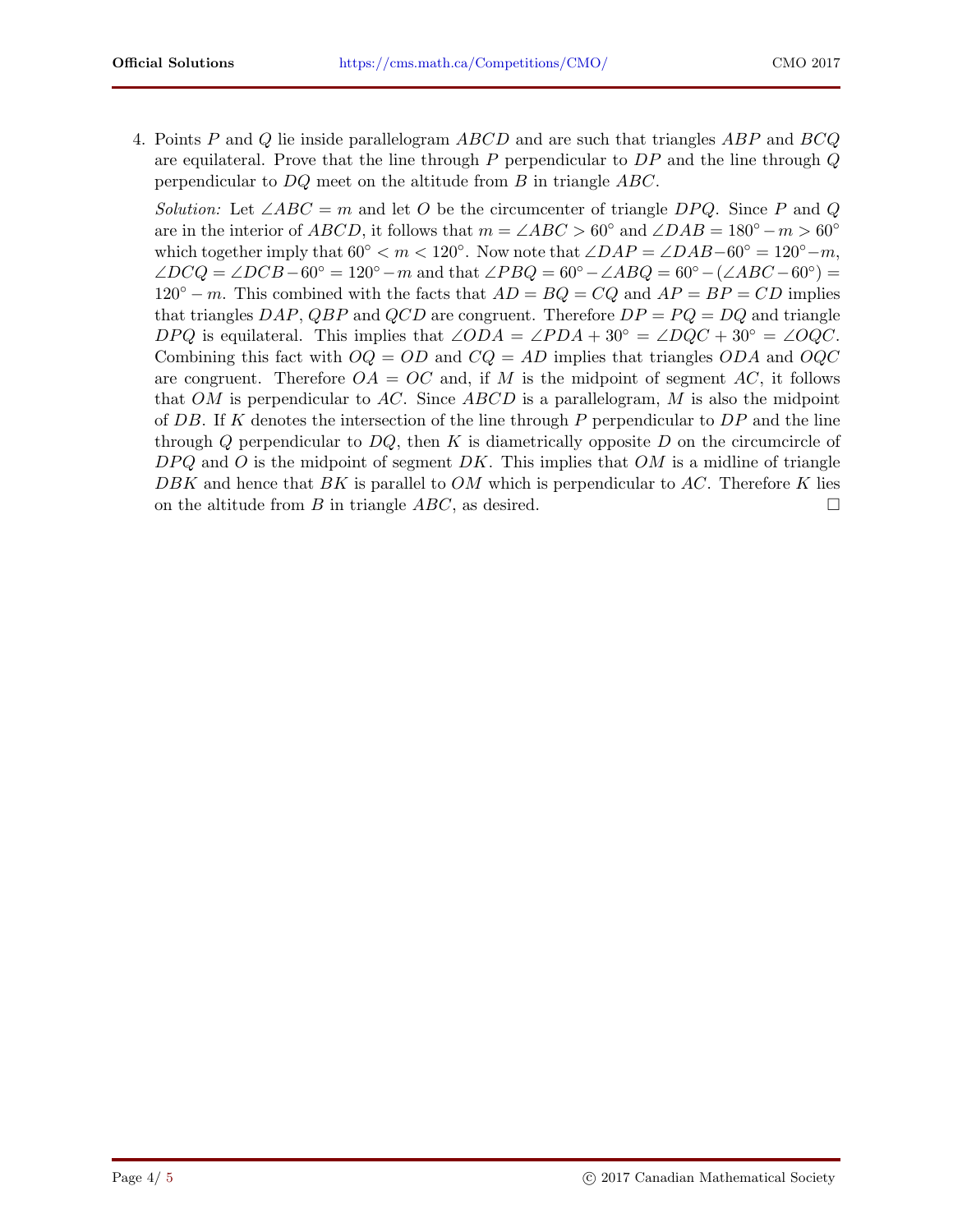4. Points $P$ and $Q$ lie inside parallelogram $ABCD$ and are such that triangles $ABP$ and $BCQ$ are equilateral. Prove that the line through $P$ perpendicular to $DP$ and the line through $Q$ perpendicular to $DQ$ meet on the altitude from $B$ in triangle $ABC$.

   *Solution:* Let $\angle ABC = m$ and let $O$ be the circumcenter of triangle $DPQ$. Since $P$ and $Q$ are in the interior of $ABCD$, it follows that $m = \angle ABC > 60^\circ$ and $\angle DAB = 180^\circ - m > 60^\circ$ which together imply that $60^\circ < m < 120^\circ$. Now note that $\angle DAP = \angle DAB - 60^\circ = 120^\circ - m$, $\angle DCQ = \angle DCB - 60^\circ = 120^\circ - m$ and that $\angle PBQ = 60^\circ - \angle ABQ = 60^\circ - (\angle ABC - 60^\circ) = 120^\circ - m$. This combined with the facts that $AD = BQ = CQ$ and $AP = BP = CD$ implies that triangles $DAP$, $QBP$ and $QCD$ are congruent. Therefore $DP = PQ = DQ$ and triangle $DPQ$ is equilateral. This implies that $\angle ODA = \angle PDA + 30^\circ = \angle DQC + 30^\circ = \angle OQC$. Combining this fact with $OQ = OD$ and $CQ = AD$ implies that triangles $ODA$ and $OQC$ are congruent. Therefore $OA = OC$ and, if $M$ is the midpoint of segment $AC$, it follows that $OM$ is perpendicular to $AC$. Since $ABCD$ is a parallelogram, $M$ is also the midpoint of $DB$. If $K$ denotes the intersection of the line through $P$ perpendicular to $DP$ and the line through $Q$ perpendicular to $DQ$, then $K$ is diametrically opposite $D$ on the circumcircle of $DPQ$ and $O$ is the midpoint of segment $DK$. This implies that $OM$ is a midline of triangle $DBK$ and hence that $BK$ is parallel to $OM$ which is perpendicular to $AC$. Therefore $K$ lies on the altitude from $B$ in triangle $ABC$, as desired. □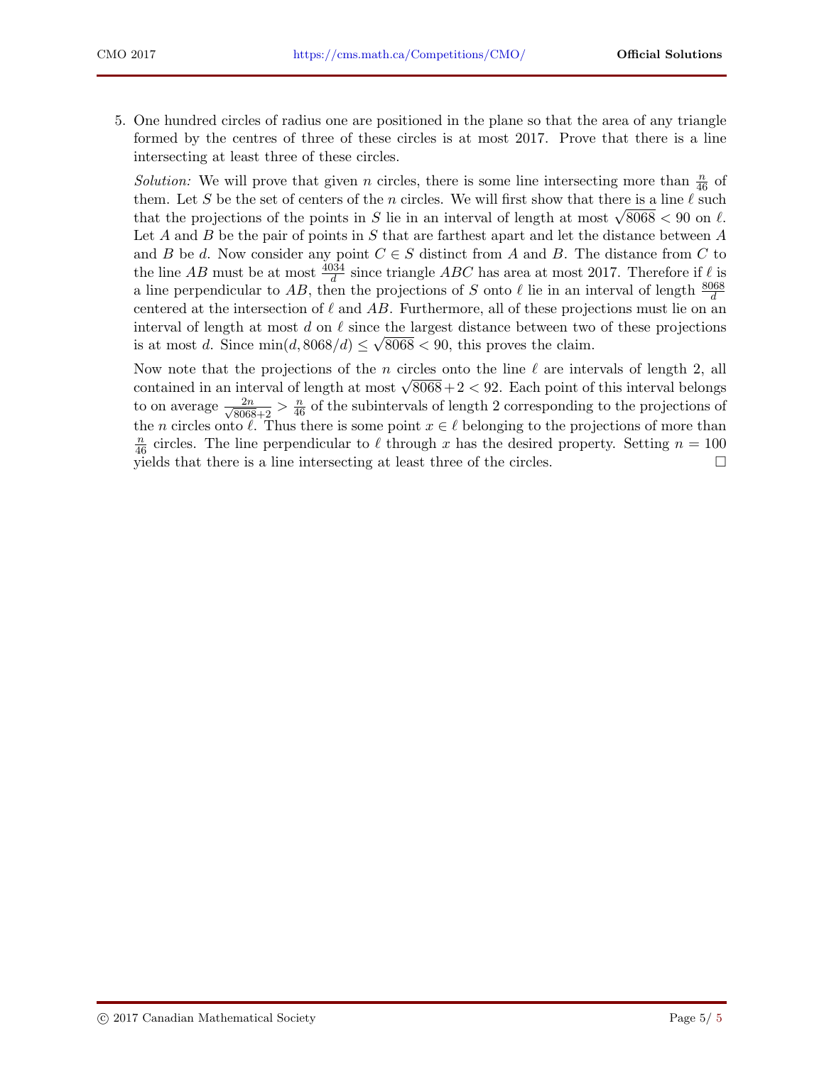5. One hundred circles of radius one are positioned in the plane so that the area of any triangle formed by the centres of three of these circles is at most 2017. Prove that there is a line intersecting at least three of these circles.

   *Solution:* We will prove that given $n$ circles, there is some line intersecting more than $\frac{n}{46}$ of them. Let $S$ be the set of centers of the $n$ circles. We will first show that there is a line $\ell$ such that the projections of the points in $S$ lie in an interval of length at most $\sqrt{8068} < 90$ on $\ell$. Let $A$ and $B$ be the pair of points in $S$ that are farthest apart and let the distance between $A$ and $B$ be $d$. Now consider any point $C \in S$ distinct from $A$ and $B$. The distance from $C$ to the line $AB$ must be at most $\frac{4034}{d}$ since triangle $ABC$ has area at most 2017. Therefore if $\ell$ is a line perpendicular to $AB$, then the projections of $S$ onto $\ell$ lie in an interval of length $\frac{8068}{d}$ centered at the intersection of $\ell$ and $AB$. Furthermore, all of these projections must lie on an interval of length at most $d$ on $\ell$ since the largest distance between two of these projections is at most $d$. Since $\min(d, 8068/d) \leq \sqrt{8068} < 90$, this proves the claim.

   Now note that the projections of the $n$ circles onto the line $\ell$ are intervals of length 2, all contained in an interval of length at most $\sqrt{8068} + 2 < 92$. Each point of this interval belongs to on average $\frac{2n}{\sqrt{8068}+2} > \frac{n}{46}$ of the subintervals of length 2 corresponding to the projections of the $n$ circles onto $\ell$. Thus there is some point $x \in \ell$ belonging to the projections of more than $\frac{n}{46}$ circles. The line perpendicular to $\ell$ through $x$ has the desired property. Setting $n = 100$ yields that there is a line intersecting at least three of the circles. $\square$